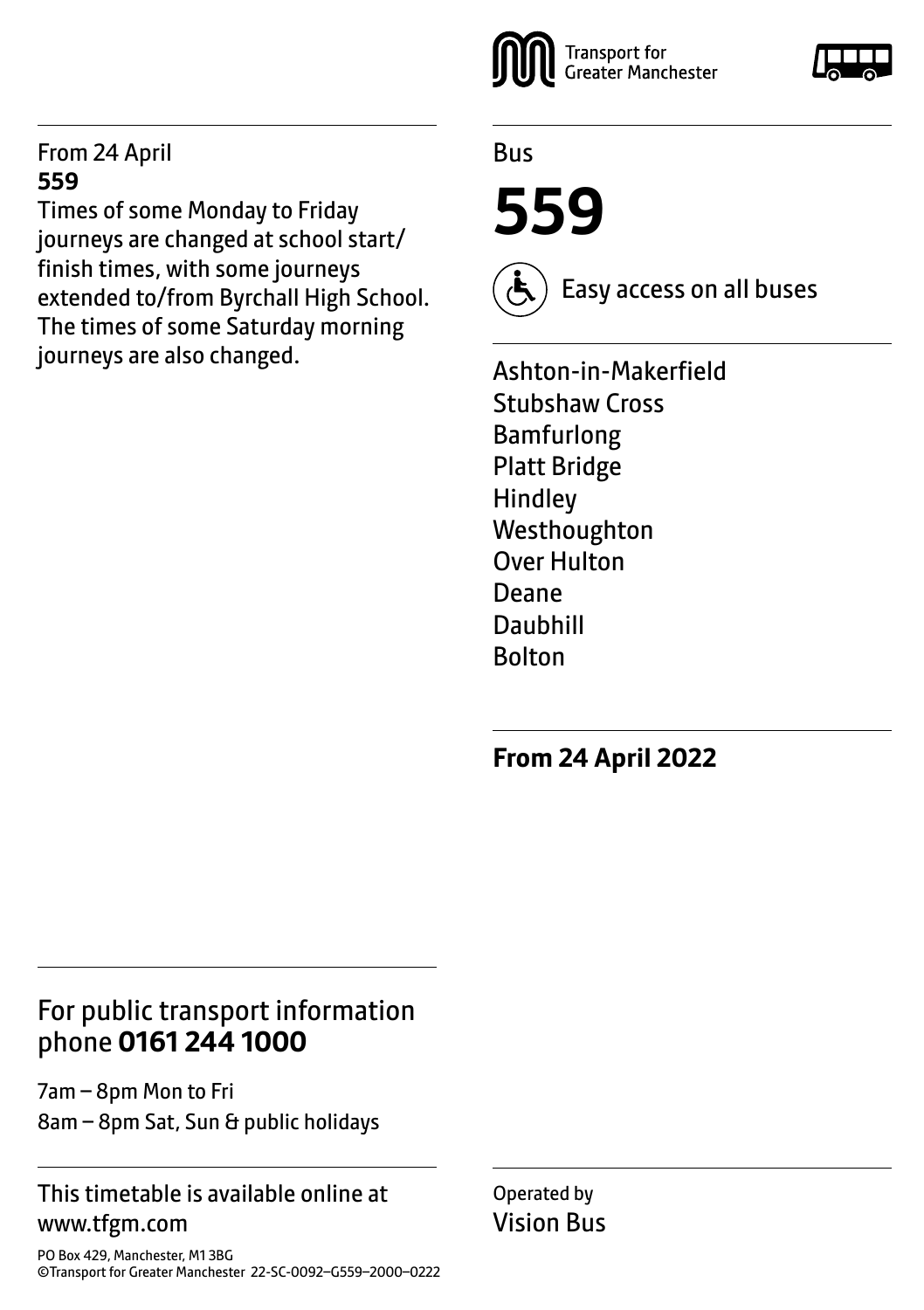From 24 April
**559**
Times of some Monday to Friday journeys are changed at school start/finish times, with some journeys extended to/from Byrchall High School. The times of some Saturday morning journeys are also changed.

Transport for Greater Manchester

Bus

# 559

Easy access on all buses

Ashton-in-Makerfield
Stubshaw Cross
Bamfurlong
Platt Bridge
Hindley
Westhoughton
Over Hulton
Deane
Daubhill
Bolton

**From 24 April 2022**

For public transport information phone **0161 244 1000**

7am – 8pm Mon to Fri
8am – 8pm Sat, Sun & public holidays

This timetable is available online at www.tfgm.com

PO Box 429, Manchester, M1 3BG
©Transport for Greater Manchester 22-SC-0092–G559–2000–0222

Operated by
Vision Bus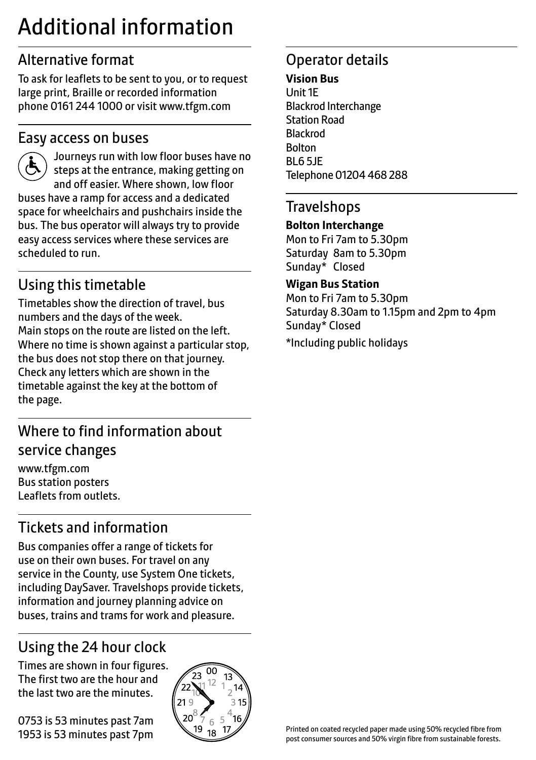# Additional information

## Alternative format

To ask for leaflets to be sent to you, or to request large print, Braille or recorded information phone 0161 244 1000 or visit www.tfgm.com

## Easy access on buses

Journeys run with low floor buses have no steps at the entrance, making getting on and off easier. Where shown, low floor buses have a ramp for access and a dedicated space for wheelchairs and pushchairs inside the bus. The bus operator will always try to provide easy access services where these services are scheduled to run.

## Using this timetable

Timetables show the direction of travel, bus numbers and the days of the week.
Main stops on the route are listed on the left.
Where no time is shown against a particular stop, the bus does not stop there on that journey.
Check any letters which are shown in the timetable against the key at the bottom of the page.

## Where to find information about service changes

www.tfgm.com
Bus station posters
Leaflets from outlets.

## Tickets and information

Bus companies offer a range of tickets for use on their own buses. For travel on any service in the County, use System One tickets, including DaySaver. Travelshops provide tickets, information and journey planning advice on buses, trains and trams for work and pleasure.

## Using the 24 hour clock

Times are shown in four figures. The first two are the hour and the last two are the minutes.

0753 is 53 minutes past 7am
1953 is 53 minutes past 7pm

## Operator details

**Vision Bus**
Unit 1E
Blackrod Interchange
Station Road
Blackrod
Bolton
BL6 5JE
Telephone 01204 468 288

## Travelshops

**Bolton Interchange**
Mon to Fri 7am to 5.30pm
Saturday 8am to 5.30pm
Sunday* Closed

**Wigan Bus Station**
Mon to Fri 7am to 5.30pm
Saturday 8.30am to 1.15pm and 2pm to 4pm
Sunday* Closed

*Including public holidays

Printed on coated recycled paper made using 50% recycled fibre from post consumer sources and 50% virgin fibre from sustainable forests.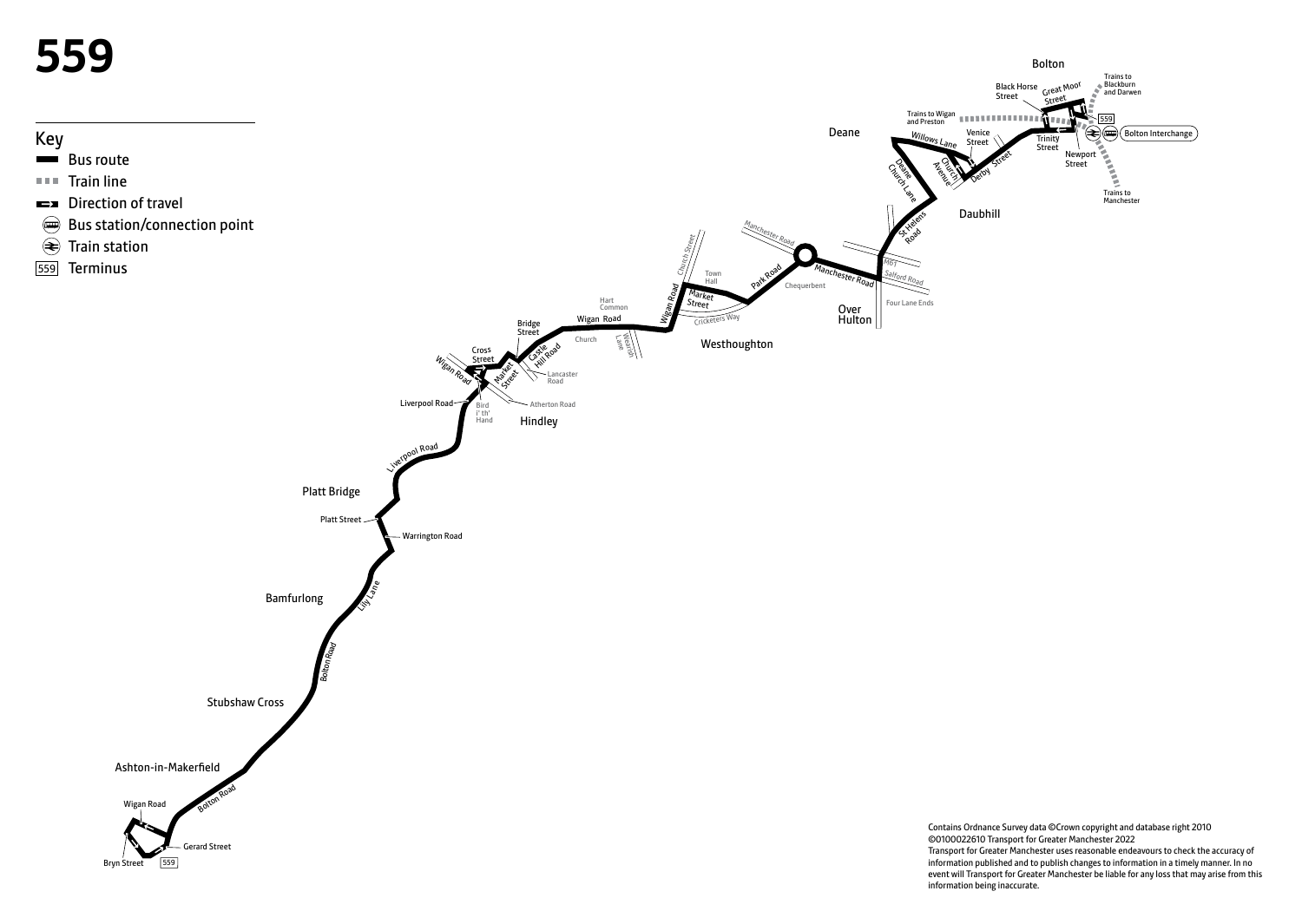# 559

## Key

- Bus route
- Train line
- Direction of travel
- Bus station/connection point
- Train station
- 559 Terminus

Bolton

Trains to Blackburn and Darwen

Black Horse Street

Great Moor Street

Trains to Wigan and Preston

559

Bolton Interchange

Deane

Venice Street

Trinity Street

Newport Street

Willows Lane

Deane Church Lane

Church Avenue

Derby Street

Trains to Manchester

Daubhill

St Helens Road

Manchester Road

M61

Salford Road

Church Street

Town Hall

Park Road

Manchester Road

Chequerbent

Four Lane Ends

Over Hulton

Hart Common

Wigan Road

Market Street

Cricketers Way

Westhoughton

Bridge Street

Wigan Road

Church

Wearish Lane

Cross Street

Castle Hill Road

Wigan Road

Market Street

Lancaster Road

Liverpool Road

Bird i' th' Hand

Atherton Road

Hindley

Liverpool Road

Platt Bridge

Platt Street

Warrington Road

Lily Lane

Bamfurlong

Bolton Road

Stubshaw Cross

Ashton-in-Makerfield

Bolton Road

Wigan Road

Gerard Street

Bryn Street

559

Contains Ordnance Survey data ©Crown copyright and database right 2010
©0100022610 Transport for Greater Manchester 2022
Transport for Greater Manchester uses reasonable endeavours to check the accuracy of information published and to publish changes to information in a timely manner. In no event will Transport for Greater Manchester be liable for any loss that may arise from this information being inaccurate.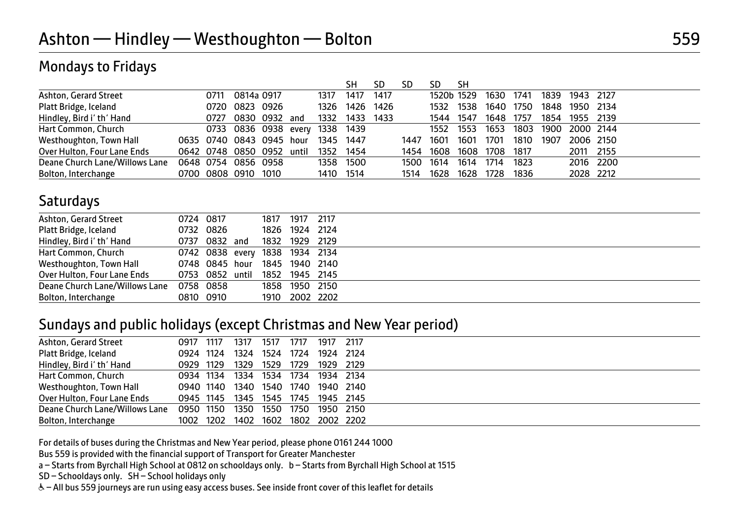# Ashton — Hindley — Westhoughton — Bolton 559

## Mondays to Fridays

| | | | | | | | SH | SD | SD | SD | SH | | | | | |
|---|---|---|---|---|---|---|---|---|---|---|---|---|---|---|---|---|
| Ashton, Gerard Street | | 0711 | 0814a | 0917 | | 1317 | 1417 | 1417 | | 1520b | 1529 | 1630 | 1741 | 1839 | 1943 | 2127 |
| Platt Bridge, Iceland | | 0720 | 0823 | 0926 | | 1326 | 1426 | 1426 | | 1532 | 1538 | 1640 | 1750 | 1848 | 1950 | 2134 |
| Hindley, Bird i' th' Hand | | 0727 | 0830 | 0932 | and | 1332 | 1433 | 1433 | | 1544 | 1547 | 1648 | 1757 | 1854 | 1955 | 2139 |
| Hart Common, Church | | 0733 | 0836 | 0938 | every | 1338 | 1439 | | | 1552 | 1553 | 1653 | 1803 | 1900 | 2000 | 2144 |
| Westhoughton, Town Hall | 0635 | 0740 | 0843 | 0945 | hour | 1345 | 1447 | | 1447 | 1601 | 1601 | 1701 | 1810 | 1907 | 2006 | 2150 |
| Over Hulton, Four Lane Ends | 0642 | 0748 | 0850 | 0952 | until | 1352 | 1454 | | 1454 | 1608 | 1608 | 1708 | 1817 | | 2011 | 2155 |
| Deane Church Lane/Willows Lane | 0648 | 0754 | 0856 | 0958 | | 1358 | 1500 | | 1500 | 1614 | 1614 | 1714 | 1823 | | 2016 | 2200 |
| Bolton, Interchange | 0700 | 0808 | 0910 | 1010 | | 1410 | 1514 | | 1514 | 1628 | 1628 | 1728 | 1836 | | 2028 | 2212 |

## Saturdays

| | | | | | | |
|---|---|---|---|---|---|---|
| Ashton, Gerard Street | 0724 | 0817 | | 1817 | 1917 | 2117 |
| Platt Bridge, Iceland | 0732 | 0826 | | 1826 | 1924 | 2124 |
| Hindley, Bird i' th' Hand | 0737 | 0832 | and | 1832 | 1929 | 2129 |
| Hart Common, Church | 0742 | 0838 | every | 1838 | 1934 | 2134 |
| Westhoughton, Town Hall | 0748 | 0845 | hour | 1845 | 1940 | 2140 |
| Over Hulton, Four Lane Ends | 0753 | 0852 | until | 1852 | 1945 | 2145 |
| Deane Church Lane/Willows Lane | 0758 | 0858 | | 1858 | 1950 | 2150 |
| Bolton, Interchange | 0810 | 0910 | | 1910 | 2002 | 2202 |

## Sundays and public holidays (except Christmas and New Year period)

| | | | | | | | |
|---|---|---|---|---|---|---|---|
| Ashton, Gerard Street | 0917 | 1117 | 1317 | 1517 | 1717 | 1917 | 2117 |
| Platt Bridge, Iceland | 0924 | 1124 | 1324 | 1524 | 1724 | 1924 | 2124 |
| Hindley, Bird i' th' Hand | 0929 | 1129 | 1329 | 1529 | 1729 | 1929 | 2129 |
| Hart Common, Church | 0934 | 1134 | 1334 | 1534 | 1734 | 1934 | 2134 |
| Westhoughton, Town Hall | 0940 | 1140 | 1340 | 1540 | 1740 | 1940 | 2140 |
| Over Hulton, Four Lane Ends | 0945 | 1145 | 1345 | 1545 | 1745 | 1945 | 2145 |
| Deane Church Lane/Willows Lane | 0950 | 1150 | 1350 | 1550 | 1750 | 1950 | 2150 |
| Bolton, Interchange | 1002 | 1202 | 1402 | 1602 | 1802 | 2002 | 2202 |

For details of buses during the Christmas and New Year period, please phone 0161 244 1000

Bus 559 is provided with the financial support of Transport for Greater Manchester

a – Starts from Byrchall High School at 0812 on schooldays only. b – Starts from Byrchall High School at 1515

SD – Schooldays only. SH – School holidays only

♿ – All bus 559 journeys are run using easy access buses. See inside front cover of this leaflet for details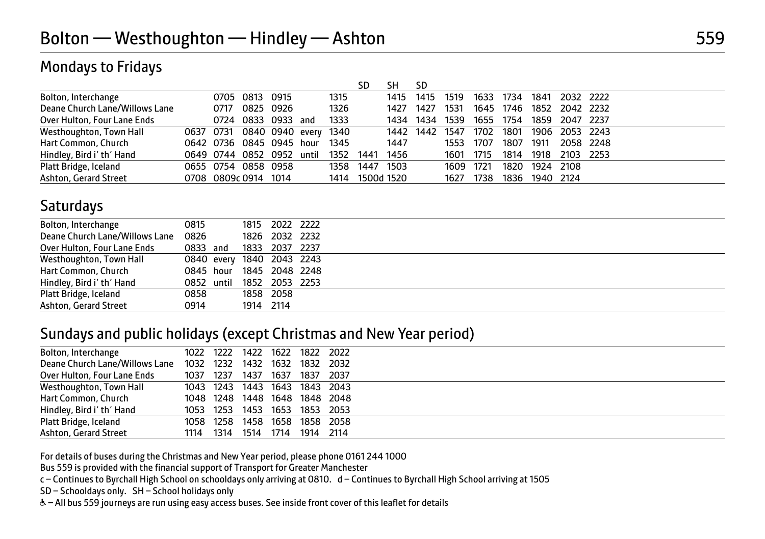# Bolton — Westhoughton — Hindley — Ashton

## 559

## Mondays to Fridays

| | | | | | | | SD | SH | SD | | | | | | |
|---|---|---|---|---|---|---|---|---|---|---|---|---|---|---|---|
| Bolton, Interchange | | 0705 | 0813 | 0915 | | 1315 | | 1415 | 1415 | 1519 | 1633 | 1734 | 1841 | 2032 | 2222 |
| Deane Church Lane/Willows Lane | | 0717 | 0825 | 0926 | | 1326 | | 1427 | 1427 | 1531 | 1645 | 1746 | 1852 | 2042 | 2232 |
| Over Hulton, Four Lane Ends | | 0724 | 0833 | 0933 | and | 1333 | | 1434 | 1434 | 1539 | 1655 | 1754 | 1859 | 2047 | 2237 |
| Westhoughton, Town Hall | 0637 | 0731 | 0840 | 0940 | every | 1340 | | 1442 | 1442 | 1547 | 1702 | 1801 | 1906 | 2053 | 2243 |
| Hart Common, Church | 0642 | 0736 | 0845 | 0945 | hour | 1345 | | 1447 | | 1553 | 1707 | 1807 | 1911 | 2058 | 2248 |
| Hindley, Bird i' th' Hand | 0649 | 0744 | 0852 | 0952 | until | 1352 | 1441 | 1456 | | 1601 | 1715 | 1814 | 1918 | 2103 | 2253 |
| Platt Bridge, Iceland | 0655 | 0754 | 0858 | 0958 | | 1358 | 1447 | 1503 | | 1609 | 1721 | 1820 | 1924 | 2108 | |
| Ashton, Gerard Street | 0708 | 0809c | 0914 | 1014 | | 1414 | 1500d | 1520 | | 1627 | 1738 | 1836 | 1940 | 2124 | |

## Saturdays

| | | | | | |
|---|---|---|---|---|---|
| Bolton, Interchange | 0815 | | 1815 | 2022 | 2222 |
| Deane Church Lane/Willows Lane | 0826 | | 1826 | 2032 | 2232 |
| Over Hulton, Four Lane Ends | 0833 | and | 1833 | 2037 | 2237 |
| Westhoughton, Town Hall | 0840 | every | 1840 | 2043 | 2243 |
| Hart Common, Church | 0845 | hour | 1845 | 2048 | 2248 |
| Hindley, Bird i' th' Hand | 0852 | until | 1852 | 2053 | 2253 |
| Platt Bridge, Iceland | 0858 | | 1858 | 2058 | |
| Ashton, Gerard Street | 0914 | | 1914 | 2114 | |

## Sundays and public holidays (except Christmas and New Year period)

| | | | | | | |
|---|---|---|---|---|---|---|
| Bolton, Interchange | 1022 | 1222 | 1422 | 1622 | 1822 | 2022 |
| Deane Church Lane/Willows Lane | 1032 | 1232 | 1432 | 1632 | 1832 | 2032 |
| Over Hulton, Four Lane Ends | 1037 | 1237 | 1437 | 1637 | 1837 | 2037 |
| Westhoughton, Town Hall | 1043 | 1243 | 1443 | 1643 | 1843 | 2043 |
| Hart Common, Church | 1048 | 1248 | 1448 | 1648 | 1848 | 2048 |
| Hindley, Bird i' th' Hand | 1053 | 1253 | 1453 | 1653 | 1853 | 2053 |
| Platt Bridge, Iceland | 1058 | 1258 | 1458 | 1658 | 1858 | 2058 |
| Ashton, Gerard Street | 1114 | 1314 | 1514 | 1714 | 1914 | 2114 |

For details of buses during the Christmas and New Year period, please phone 0161 244 1000

Bus 559 is provided with the financial support of Transport for Greater Manchester

c – Continues to Byrchall High School on schooldays only arriving at 0810. d – Continues to Byrchall High School arriving at 1505

SD – Schooldays only. SH – School holidays only

♿ – All bus 559 journeys are run using easy access buses. See inside front cover of this leaflet for details